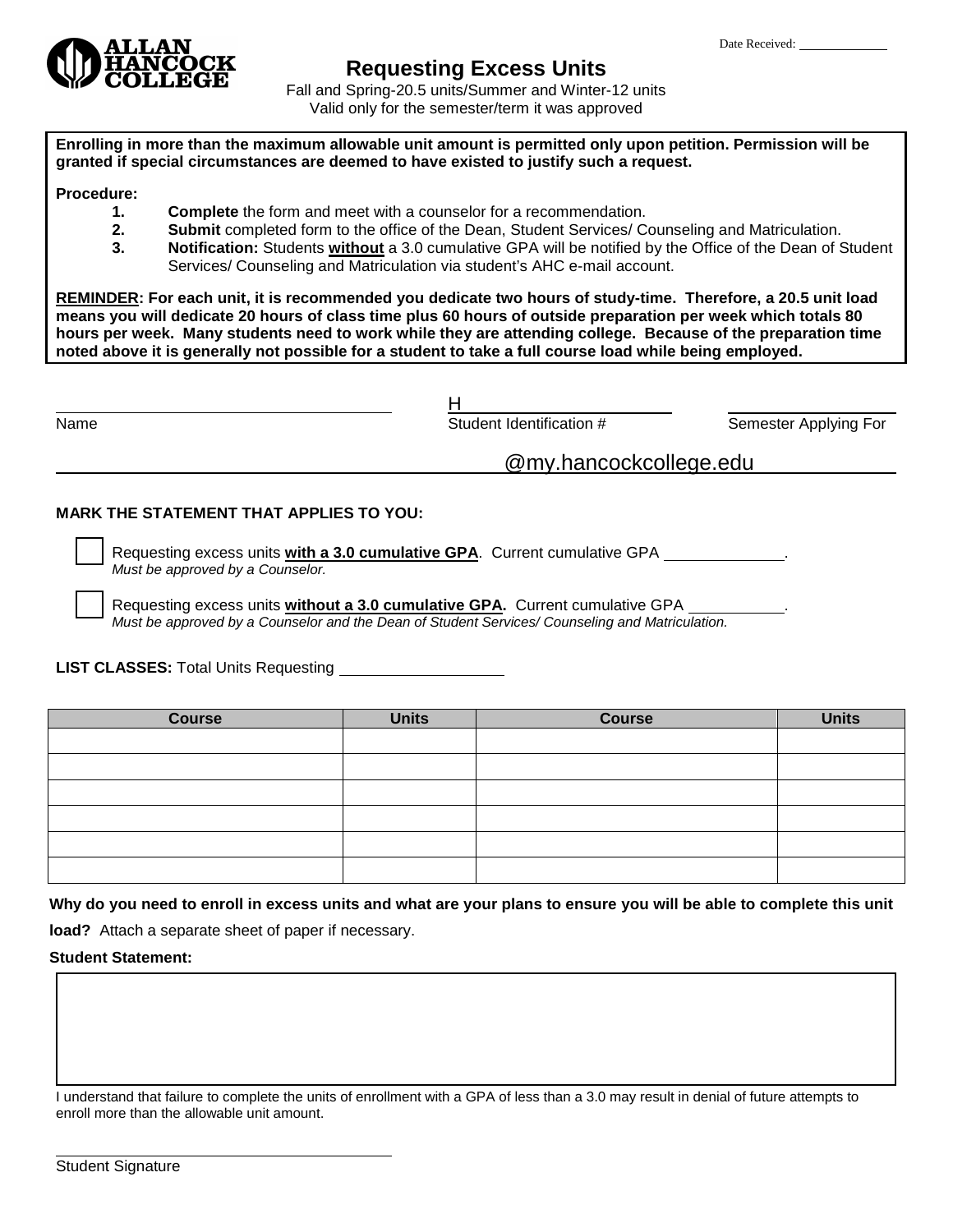Date Received: ____________

ALLAN HANCOCK COLLEGE

# Requesting Excess Units

Fall and Spring-20.5 units/Summer and Winter-12 units
Valid only for the semester/term it was approved

**Enrolling in more than the maximum allowable unit amount is permitted only upon petition. Permission will be granted if special circumstances are deemed to have existed to justify such a request.**

**Procedure:**

1. **Complete** the form and meet with a counselor for a recommendation.
2. **Submit** completed form to the office of the Dean, Student Services/ Counseling and Matriculation.
3. **Notification:** Students **without** a 3.0 cumulative GPA will be notified by the Office of the Dean of Student Services/ Counseling and Matriculation via student's AHC e-mail account.

**REMINDER: For each unit, it is recommended you dedicate two hours of study-time. Therefore, a 20.5 unit load means you will dedicate 20 hours of class time plus 60 hours of outside preparation per week which totals 80 hours per week. Many students need to work while they are attending college. Because of the preparation time noted above it is generally not possible for a student to take a full course load while being employed.**

____________________ Name

H____________________ Student Identification #

____________________ Semester Applying For

____________________@my.hancockcollege.edu

**MARK THE STATEMENT THAT APPLIES TO YOU:**

☐ Requesting excess units **with a 3.0 cumulative GPA**. Current cumulative GPA ____________.
*Must be approved by a Counselor.*

☐ Requesting excess units **without a 3.0 cumulative GPA.** Current cumulative GPA ____________.
*Must be approved by a Counselor and the Dean of Student Services/ Counseling and Matriculation.*

**LIST CLASSES:** Total Units Requesting ____________

| Course | Units | Course | Units |
|---|---|---|---|
| | | | |
| | | | |
| | | | |
| | | | |
| | | | |
| | | | |

**Why do you need to enroll in excess units and what are your plans to ensure you will be able to complete this unit load?** Attach a separate sheet of paper if necessary.

**Student Statement:**

I understand that failure to complete the units of enrollment with a GPA of less than a 3.0 may result in denial of future attempts to enroll more than the allowable unit amount.

____________________
Student Signature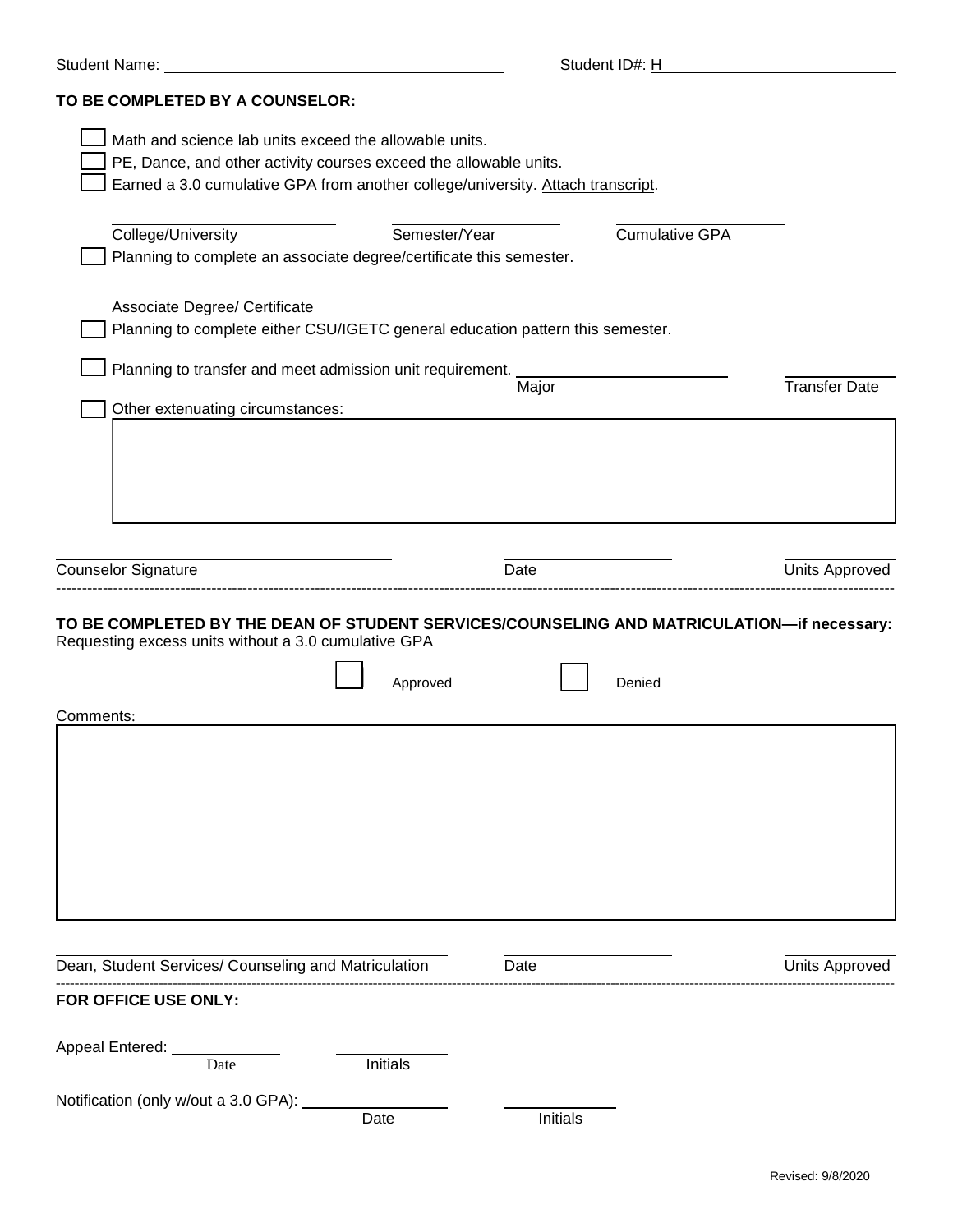Student Name: ______________________________ Student ID#: H______________________

**TO BE COMPLETED BY A COUNSELOR:**

☐ Math and science lab units exceed the allowable units.

☐ PE, Dance, and other activity courses exceed the allowable units.

☐ Earned a 3.0 cumulative GPA from another college/university. Attach transcript.

| College/University | Semester/Year | Cumulative GPA |
|---|---|---|
| | | |

☐ Planning to complete an associate degree/certificate this semester.

______________________________
Associate Degree/ Certificate

☐ Planning to complete either CSU/IGETC general education pattern this semester.

☐ Planning to transfer and meet admission unit requirement. ______________________ Major ____________ Transfer Date

☐ Other extenuating circumstances:

______________________________ ____________ ____________
Counselor Signature Date Units Approved

---

**TO BE COMPLETED BY THE DEAN OF STUDENT SERVICES/COUNSELING AND MATRICULATION—if necessary:**
Requesting excess units without a 3.0 cumulative GPA

☐ Approved ☐ Denied

Comments:

______________________________ ____________ ____________
Dean, Student Services/ Counseling and Matriculation Date Units Approved

---

**FOR OFFICE USE ONLY:**

Appeal Entered: ____________ Date ____________ Initials

Notification (only w/out a 3.0 GPA): ____________ Date ____________ Initials

Revised: 9/8/2020